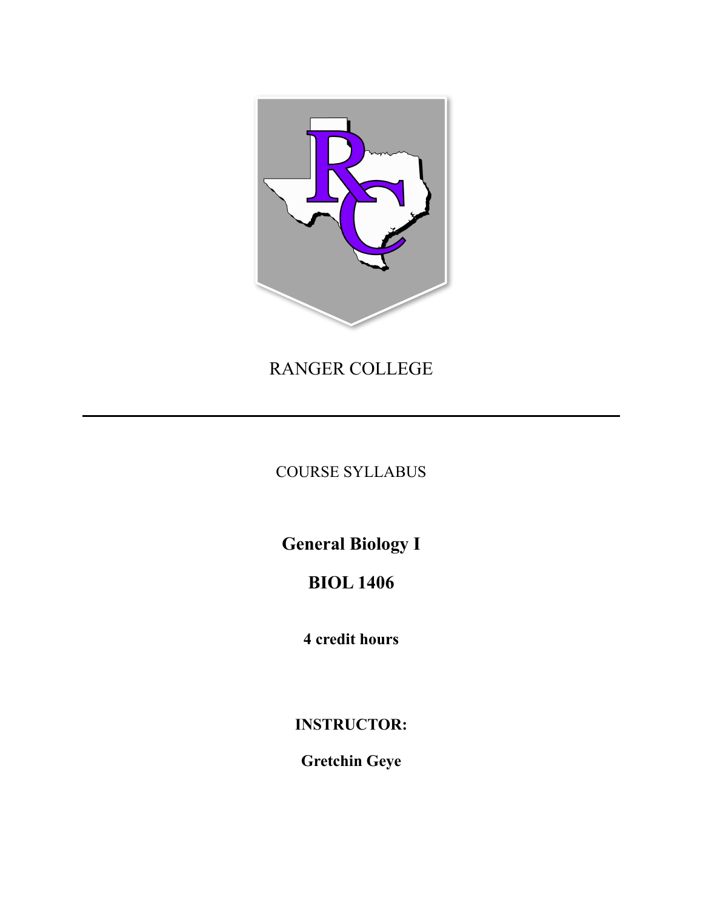RANGER COLLEGE

---

COURSE SYLLABUS

# General Biology I

# BIOL 1406

**4 credit hours**

**INSTRUCTOR:**

**Gretchin Geye**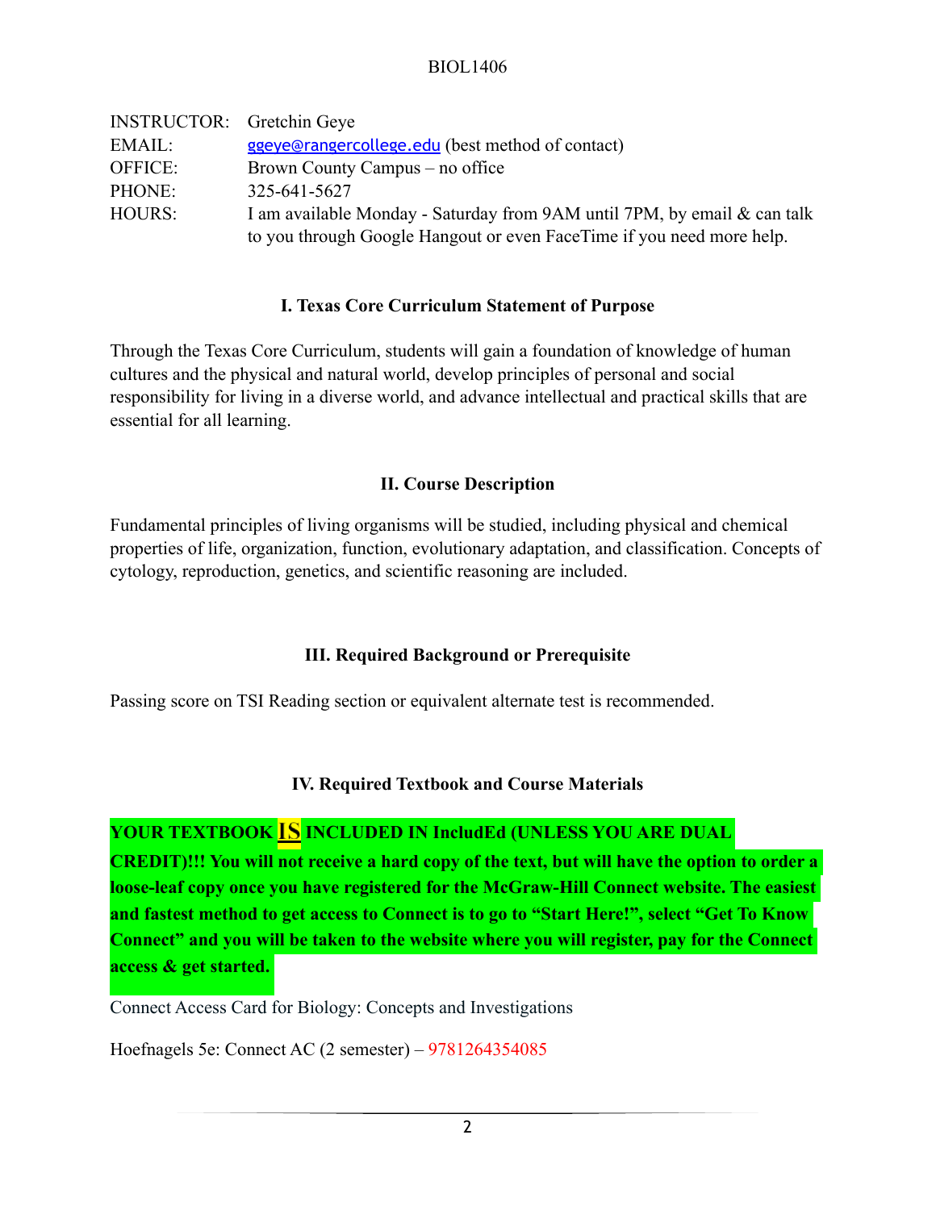BIOL1406

| | |
|---|---|
| INSTRUCTOR: | Gretchin Geye |
| EMAIL: | ggeye@rangercollege.edu (best method of contact) |
| OFFICE: | Brown County Campus – no office |
| PHONE: | 325-641-5627 |
| HOURS: | I am available Monday - Saturday from 9AM until 7PM, by email & can talk to you through Google Hangout or even FaceTime if you need more help. |

## I. Texas Core Curriculum Statement of Purpose

Through the Texas Core Curriculum, students will gain a foundation of knowledge of human cultures and the physical and natural world, develop principles of personal and social responsibility for living in a diverse world, and advance intellectual and practical skills that are essential for all learning.

## II. Course Description

Fundamental principles of living organisms will be studied, including physical and chemical properties of life, organization, function, evolutionary adaptation, and classification. Concepts of cytology, reproduction, genetics, and scientific reasoning are included.

## III. Required Background or Prerequisite

Passing score on TSI Reading section or equivalent alternate test is recommended.

## IV. Required Textbook and Course Materials

**YOUR TEXTBOOK IS INCLUDED IN IncludEd (UNLESS YOU ARE DUAL CREDIT)!!! You will not receive a hard copy of the text, but will have the option to order a loose-leaf copy once you have registered for the McGraw-Hill Connect website. The easiest and fastest method to get access to Connect is to go to "Start Here!", select "Get To Know Connect" and you will be taken to the website where you will register, pay for the Connect access & get started.**

Connect Access Card for Biology: Concepts and Investigations

Hoefnagels 5e: Connect AC (2 semester) – 9781264354085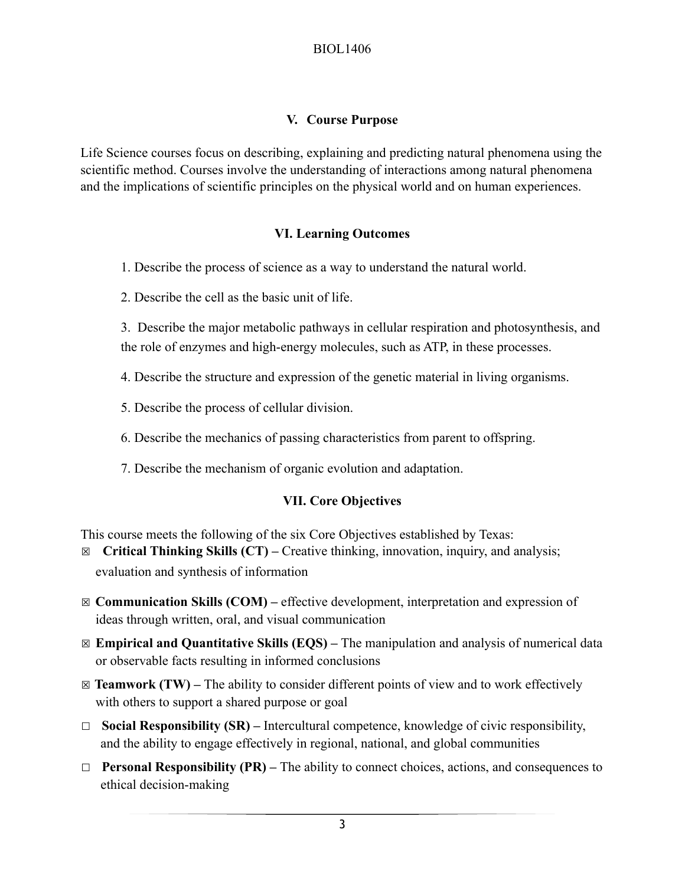## V. Course Purpose

Life Science courses focus on describing, explaining and predicting natural phenomena using the scientific method. Courses involve the understanding of interactions among natural phenomena and the implications of scientific principles on the physical world and on human experiences.

## VI. Learning Outcomes

1. Describe the process of science as a way to understand the natural world.
2. Describe the cell as the basic unit of life.
3. Describe the major metabolic pathways in cellular respiration and photosynthesis, and the role of enzymes and high-energy molecules, such as ATP, in these processes.
4. Describe the structure and expression of the genetic material in living organisms.
5. Describe the process of cellular division.
6. Describe the mechanics of passing characteristics from parent to offspring.
7. Describe the mechanism of organic evolution and adaptation.

## VII. Core Objectives

This course meets the following of the six Core Objectives established by Texas:

- ☒ **Critical Thinking Skills (CT) –** Creative thinking, innovation, inquiry, and analysis; evaluation and synthesis of information
- ☒ **Communication Skills (COM) –** effective development, interpretation and expression of ideas through written, oral, and visual communication
- ☒ **Empirical and Quantitative Skills (EQS) –** The manipulation and analysis of numerical data or observable facts resulting in informed conclusions
- ☒ **Teamwork (TW) –** The ability to consider different points of view and to work effectively with others to support a shared purpose or goal
- ☐ **Social Responsibility (SR) –** Intercultural competence, knowledge of civic responsibility, and the ability to engage effectively in regional, national, and global communities
- ☐ **Personal Responsibility (PR) –** The ability to connect choices, actions, and consequences to ethical decision-making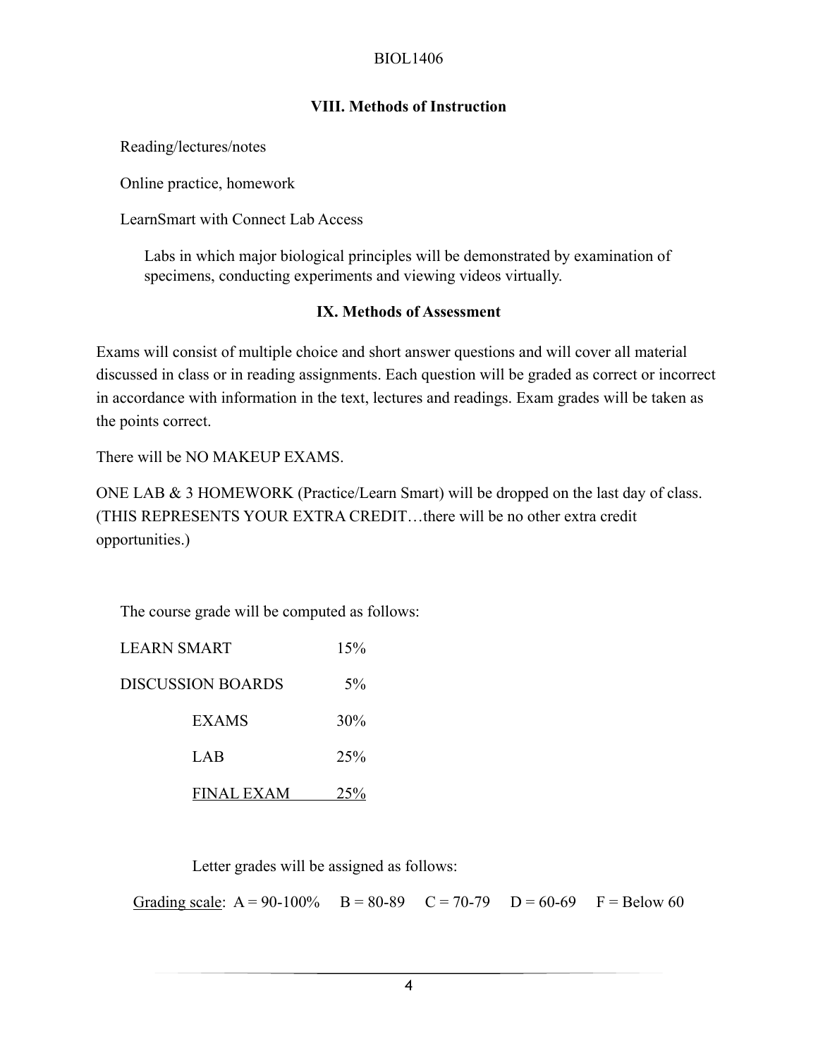## VIII. Methods of Instruction

Reading/lectures/notes

Online practice, homework

LearnSmart with Connect Lab Access

Labs in which major biological principles will be demonstrated by examination of specimens, conducting experiments and viewing videos virtually.

## IX. Methods of Assessment

Exams will consist of multiple choice and short answer questions and will cover all material discussed in class or in reading assignments. Each question will be graded as correct or incorrect in accordance with information in the text, lectures and readings. Exam grades will be taken as the points correct.

There will be NO MAKEUP EXAMS.

ONE LAB & 3 HOMEWORK (Practice/Learn Smart) will be dropped on the last day of class. (THIS REPRESENTS YOUR EXTRA CREDIT…there will be no other extra credit opportunities.)

The course grade will be computed as follows:

| Component | Weight |
|---|---|
| LEARN SMART | 15% |
| DISCUSSION BOARDS | 5% |
| EXAMS | 30% |
| LAB | 25% |
| FINAL EXAM | 25% |

Letter grades will be assigned as follows:

Grading scale: A = 90-100% B = 80-89 C = 70-79 D = 60-69 F = Below 60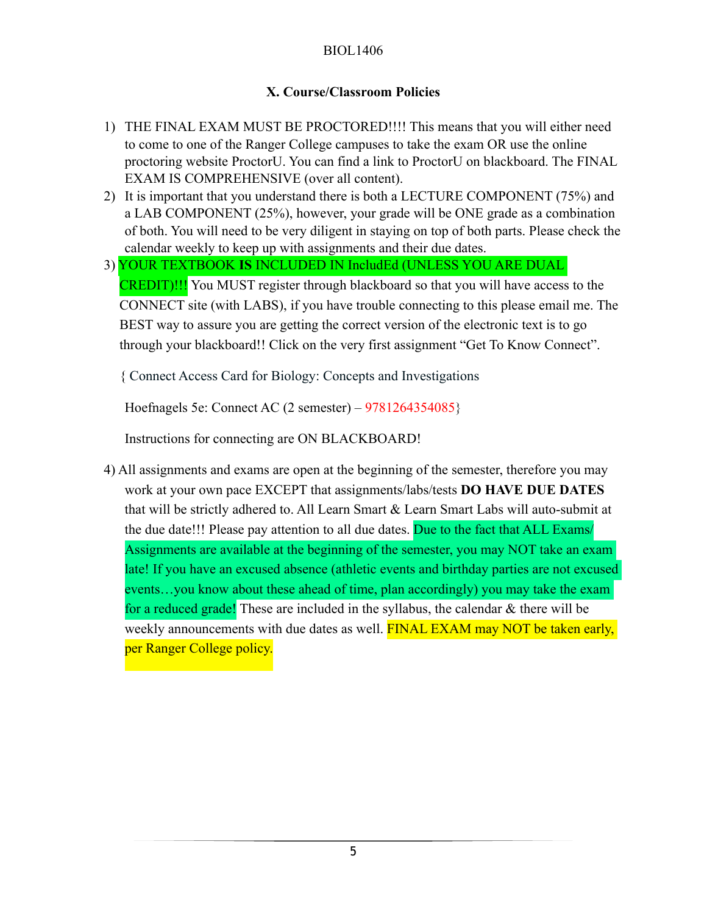### X. Course/Classroom Policies

1) THE FINAL EXAM MUST BE PROCTORED!!!! This means that you will either need to come to one of the Ranger College campuses to take the exam OR use the online proctoring website ProctorU. You can find a link to ProctorU on blackboard. The FINAL EXAM IS COMPREHENSIVE (over all content).
2) It is important that you understand there is both a LECTURE COMPONENT (75%) and a LAB COMPONENT (25%), however, your grade will be ONE grade as a combination of both. You will need to be very diligent in staying on top of both parts. Please check the calendar weekly to keep up with assignments and their due dates.
3) YOUR TEXTBOOK **IS** INCLUDED IN IncludEd (UNLESS YOU ARE DUAL CREDIT)!!! You MUST register through blackboard so that you will have access to the CONNECT site (with LABS), if you have trouble connecting to this please email me. The BEST way to assure you are getting the correct version of the electronic text is to go through your blackboard!! Click on the very first assignment "Get To Know Connect".

   { Connect Access Card for Biology: Concepts and Investigations

   Hoefnagels 5e: Connect AC (2 semester) – 9781264354085}

   Instructions for connecting are ON BLACKBOARD!

4) All assignments and exams are open at the beginning of the semester, therefore you may work at your own pace EXCEPT that assignments/labs/tests **DO HAVE DUE DATES** that will be strictly adhered to. All Learn Smart & Learn Smart Labs will auto-submit at the due date!!! Please pay attention to all due dates. Due to the fact that ALL Exams/ Assignments are available at the beginning of the semester, you may NOT take an exam late! If you have an excused absence (athletic events and birthday parties are not excused events…you know about these ahead of time, plan accordingly) you may take the exam for a reduced grade! These are included in the syllabus, the calendar & there will be weekly announcements with due dates as well. FINAL EXAM may NOT be taken early, per Ranger College policy.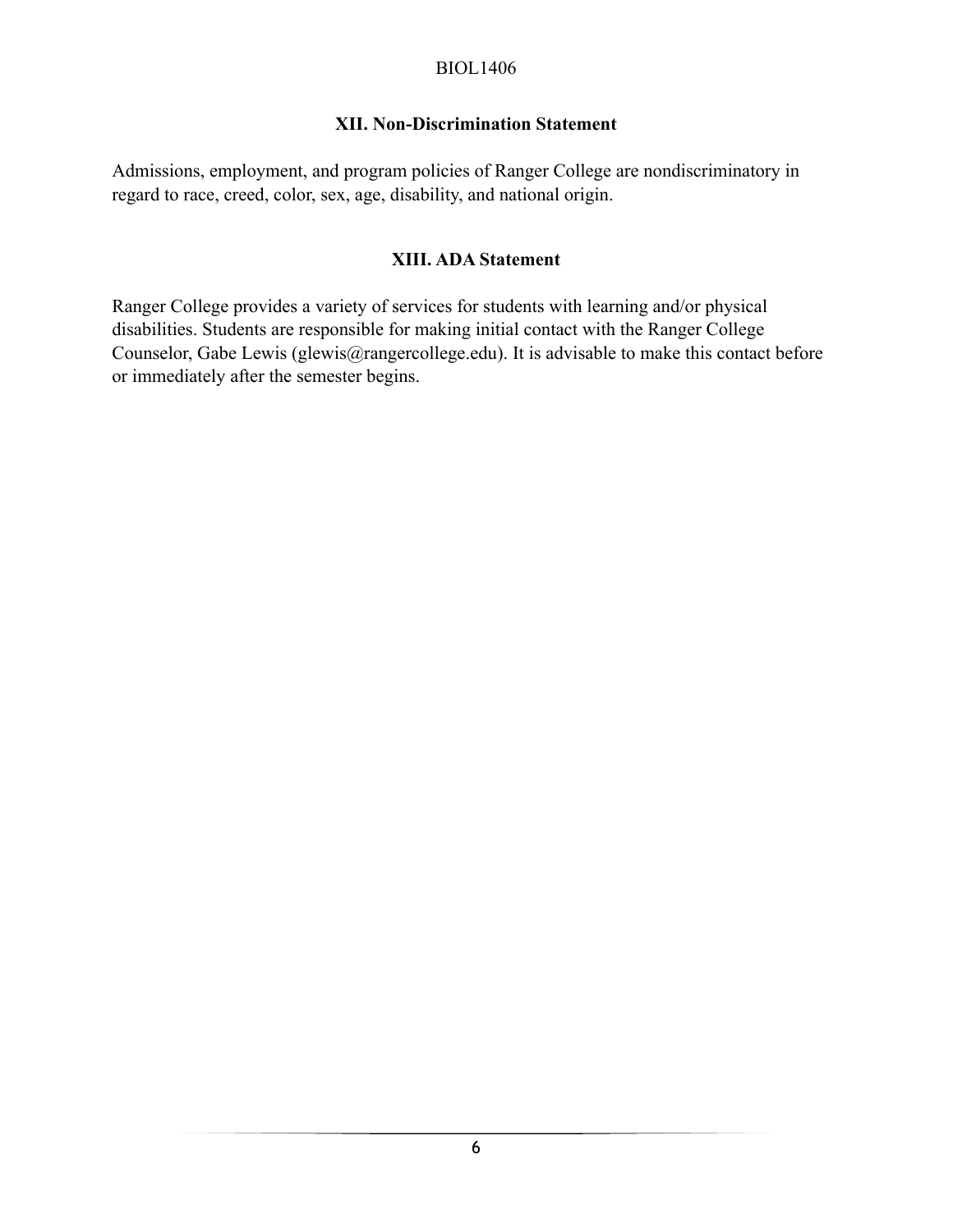## XII. Non-Discrimination Statement

Admissions, employment, and program policies of Ranger College are nondiscriminatory in regard to race, creed, color, sex, age, disability, and national origin.

## XIII. ADA Statement

Ranger College provides a variety of services for students with learning and/or physical disabilities. Students are responsible for making initial contact with the Ranger College Counselor, Gabe Lewis (glewis@rangercollege.edu). It is advisable to make this contact before or immediately after the semester begins.